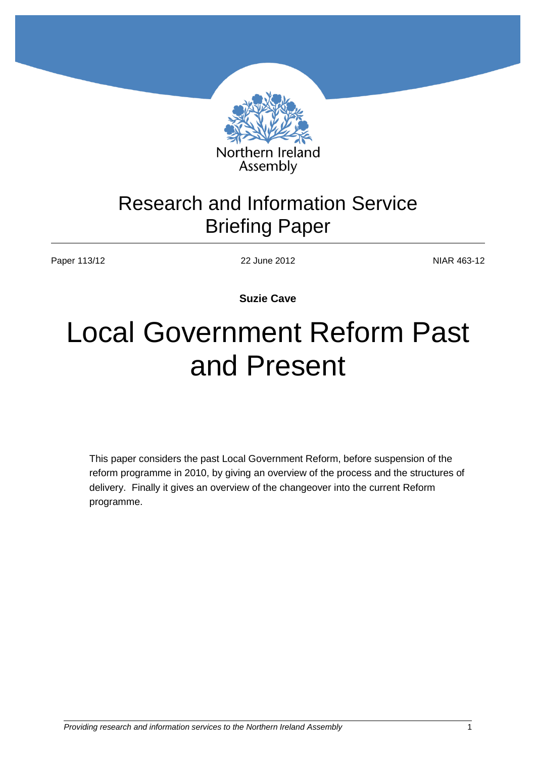Northern Ireland Assembly

# Research and Information Service Briefing Paper

Paper 113/12 | 22 June 2012 | NIAR 463-12

**Suzie Cave**

# Local Government Reform Past and Present

This paper considers the past Local Government Reform, before suspension of the reform programme in 2010, by giving an overview of the process and the structures of delivery. Finally it gives an overview of the changeover into the current Reform programme.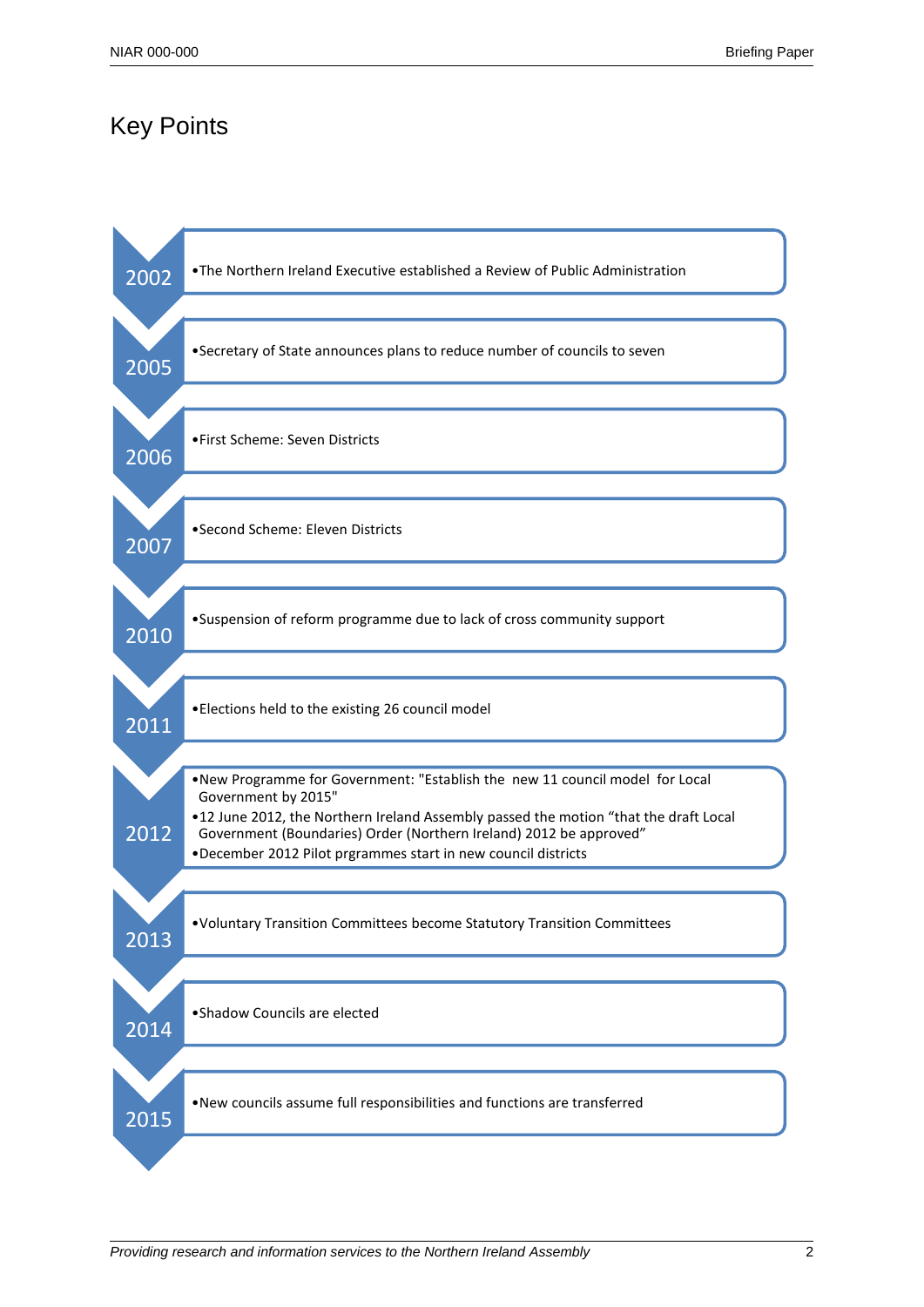# Key Points

**2002**
- The Northern Ireland Executive established a Review of Public Administration

**2005**
- Secretary of State announces plans to reduce number of councils to seven

**2006**
- First Scheme: Seven Districts

**2007**
- Second Scheme: Eleven Districts

**2010**
- Suspension of reform programme due to lack of cross community support

**2011**
- Elections held to the existing 26 council model

**2012**
- New Programme for Government: "Establish the new 11 council model for Local Government by 2015"
- 12 June 2012, the Northern Ireland Assembly passed the motion “that the draft Local Government (Boundaries) Order (Northern Ireland) 2012 be approved”
- December 2012 Pilot prgrammes start in new council districts

**2013**
- Voluntary Transition Committees become Statutory Transition Committees

**2014**
- Shadow Councils are elected

**2015**
- New councils assume full responsibilities and functions are transferred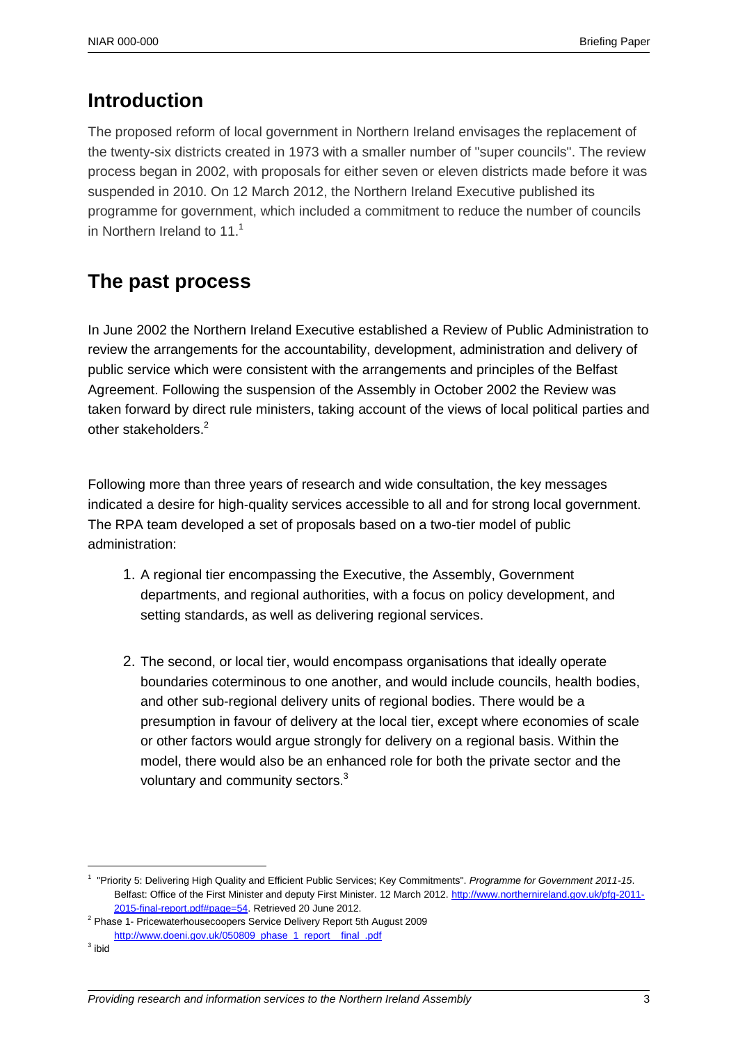## Introduction

The proposed reform of local government in Northern Ireland envisages the replacement of the twenty-six districts created in 1973 with a smaller number of "super councils". The review process began in 2002, with proposals for either seven or eleven districts made before it was suspended in 2010. On 12 March 2012, the Northern Ireland Executive published its programme for government, which included a commitment to reduce the number of councils in Northern Ireland to 11.[1]

## The past process

In June 2002 the Northern Ireland Executive established a Review of Public Administration to review the arrangements for the accountability, development, administration and delivery of public service which were consistent with the arrangements and principles of the Belfast Agreement. Following the suspension of the Assembly in October 2002 the Review was taken forward by direct rule ministers, taking account of the views of local political parties and other stakeholders.[2]

Following more than three years of research and wide consultation, the key messages indicated a desire for high-quality services accessible to all and for strong local government. The RPA team developed a set of proposals based on a two-tier model of public administration:

1. A regional tier encompassing the Executive, the Assembly, Government departments, and regional authorities, with a focus on policy development, and setting standards, as well as delivering regional services.

2. The second, or local tier, would encompass organisations that ideally operate boundaries coterminous to one another, and would include councils, health bodies, and other sub-regional delivery units of regional bodies. There would be a presumption in favour of delivery at the local tier, except where economies of scale or other factors would argue strongly for delivery on a regional basis. Within the model, there would also be an enhanced role for both the private sector and the voluntary and community sectors.[3]

---

[1] "Priority 5: Delivering High Quality and Efficient Public Services; Key Commitments". *Programme for Government 2011-15*. Belfast: Office of the First Minister and deputy First Minister. 12 March 2012. http://www.northernireland.gov.uk/pfg-2011-2015-final-report.pdf#page=54. Retrieved 20 June 2012.

[2] Phase 1- Pricewaterhousecoopers Service Delivery Report 5th August 2009 http://www.doeni.gov.uk/050809_phase_1_report__final_.pdf

[3] ibid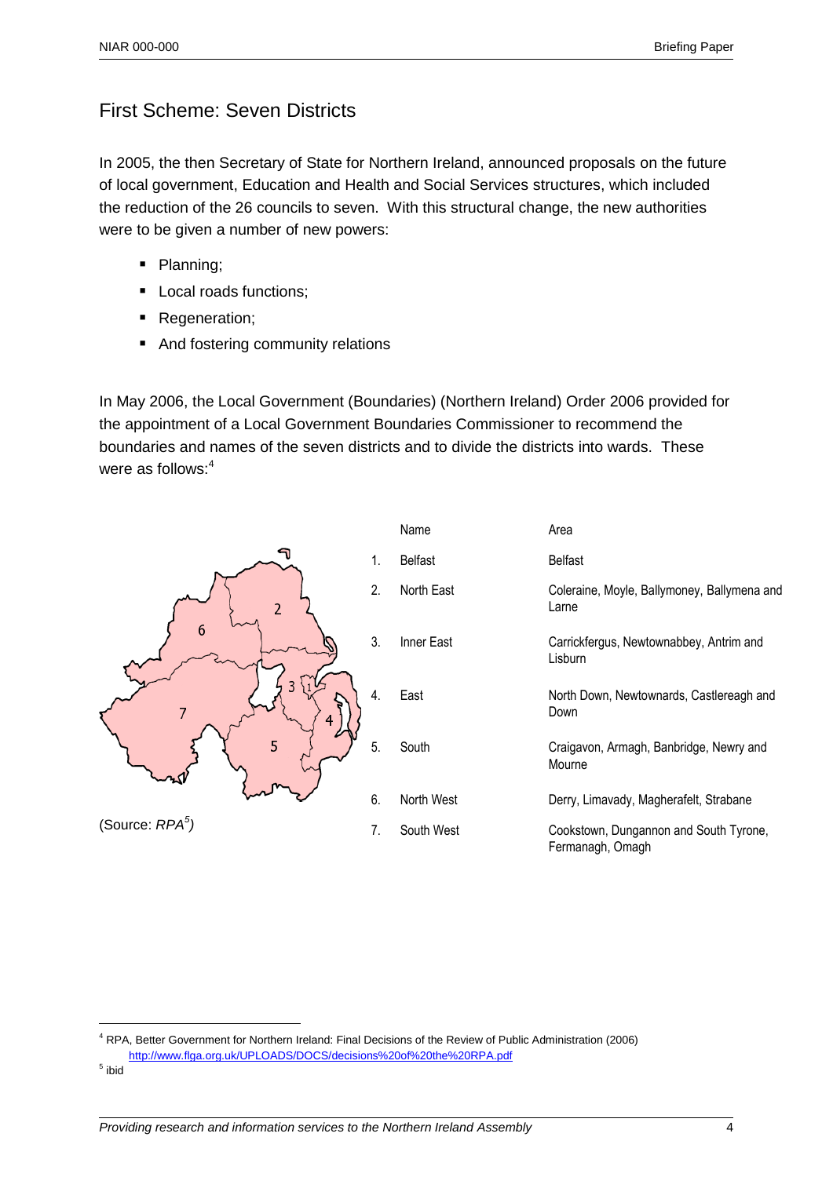## First Scheme: Seven Districts

In 2005, the then Secretary of State for Northern Ireland, announced proposals on the future of local government, Education and Health and Social Services structures, which included the reduction of the 26 councils to seven. With this structural change, the new authorities were to be given a number of new powers:

- Planning;
- Local roads functions;
- Regeneration;
- And fostering community relations

In May 2006, the Local Government (Boundaries) (Northern Ireland) Order 2006 provided for the appointment of a Local Government Boundaries Commissioner to recommend the boundaries and names of the seven districts and to divide the districts into wards. These were as follows:[4]

| | Name | Area |
|---|---|---|
| 1. | Belfast | Belfast |
| 2. | North East | Coleraine, Moyle, Ballymoney, Ballymena and Larne |
| 3. | Inner East | Carrickfergus, Newtownabbey, Antrim and Lisburn |
| 4. | East | North Down, Newtownards, Castlereagh and Down |
| 5. | South | Craigavon, Armagh, Banbridge, Newry and Mourne |
| 6. | North West | Derry, Limavady, Magherafelt, Strabane |
| 7. | South West | Cookstown, Dungannon and South Tyrone, Fermanagh, Omagh |

(Source: *RPA*[5])

---

[4] RPA, Better Government for Northern Ireland: Final Decisions of the Review of Public Administration (2006) http://www.flga.org.uk/UPLOADS/DOCS/decisions%20of%20the%20RPA.pdf

[5] ibid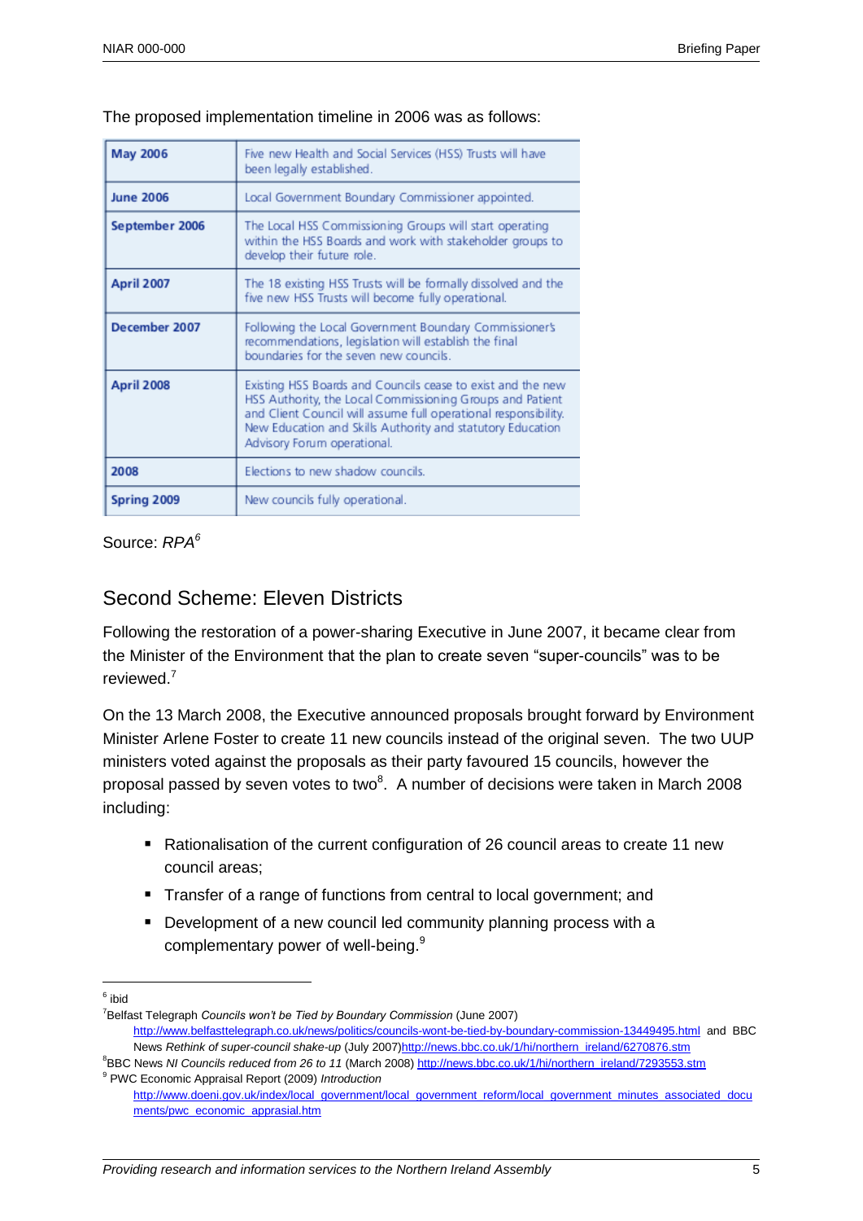The proposed implementation timeline in 2006 was as follows:

| | |
|---|---|
| **May 2006** | Five new Health and Social Services (HSS) Trusts will have been legally established. |
| **June 2006** | Local Government Boundary Commissioner appointed. |
| **September 2006** | The Local HSS Commissioning Groups will start operating within the HSS Boards and work with stakeholder groups to develop their future role. |
| **April 2007** | The 18 existing HSS Trusts will be formally dissolved and the five new HSS Trusts will become fully operational. |
| **December 2007** | Following the Local Government Boundary Commissioner's recommendations, legislation will establish the final boundaries for the seven new councils. |
| **April 2008** | Existing HSS Boards and Councils cease to exist and the new HSS Authority, the Local Commissioning Groups and Patient and Client Council will assume full operational responsibility. New Education and Skills Authority and statutory Education Advisory Forum operational. |
| **2008** | Elections to new shadow councils. |
| **Spring 2009** | New councils fully operational. |

Source: *RPA*[6]

## Second Scheme: Eleven Districts

Following the restoration of a power-sharing Executive in June 2007, it became clear from the Minister of the Environment that the plan to create seven "super-councils" was to be reviewed.[7]

On the 13 March 2008, the Executive announced proposals brought forward by Environment Minister Arlene Foster to create 11 new councils instead of the original seven. The two UUP ministers voted against the proposals as their party favoured 15 councils, however the proposal passed by seven votes to two[8]. A number of decisions were taken in March 2008 including:

- Rationalisation of the current configuration of 26 council areas to create 11 new council areas;
- Transfer of a range of functions from central to local government; and
- Development of a new council led community planning process with a complementary power of well-being.[9]

---

[6] ibid

[7] Belfast Telegraph *Councils won't be Tied by Boundary Commission* (June 2007) http://www.belfasttelegraph.co.uk/news/politics/councils-wont-be-tied-by-boundary-commission-13449495.html and BBC News *Rethink of super-council shake-up* (July 2007)http://news.bbc.co.uk/1/hi/northern_ireland/6270876.stm

[8] BBC News *NI Councils reduced from 26 to 11* (March 2008) http://news.bbc.co.uk/1/hi/northern_ireland/7293553.stm

[9] PWC Economic Appraisal Report (2009) *Introduction* http://www.doeni.gov.uk/index/local_government/local_government_reform/local_government_minutes_associated_documents/pwc_economic_apprasial.htm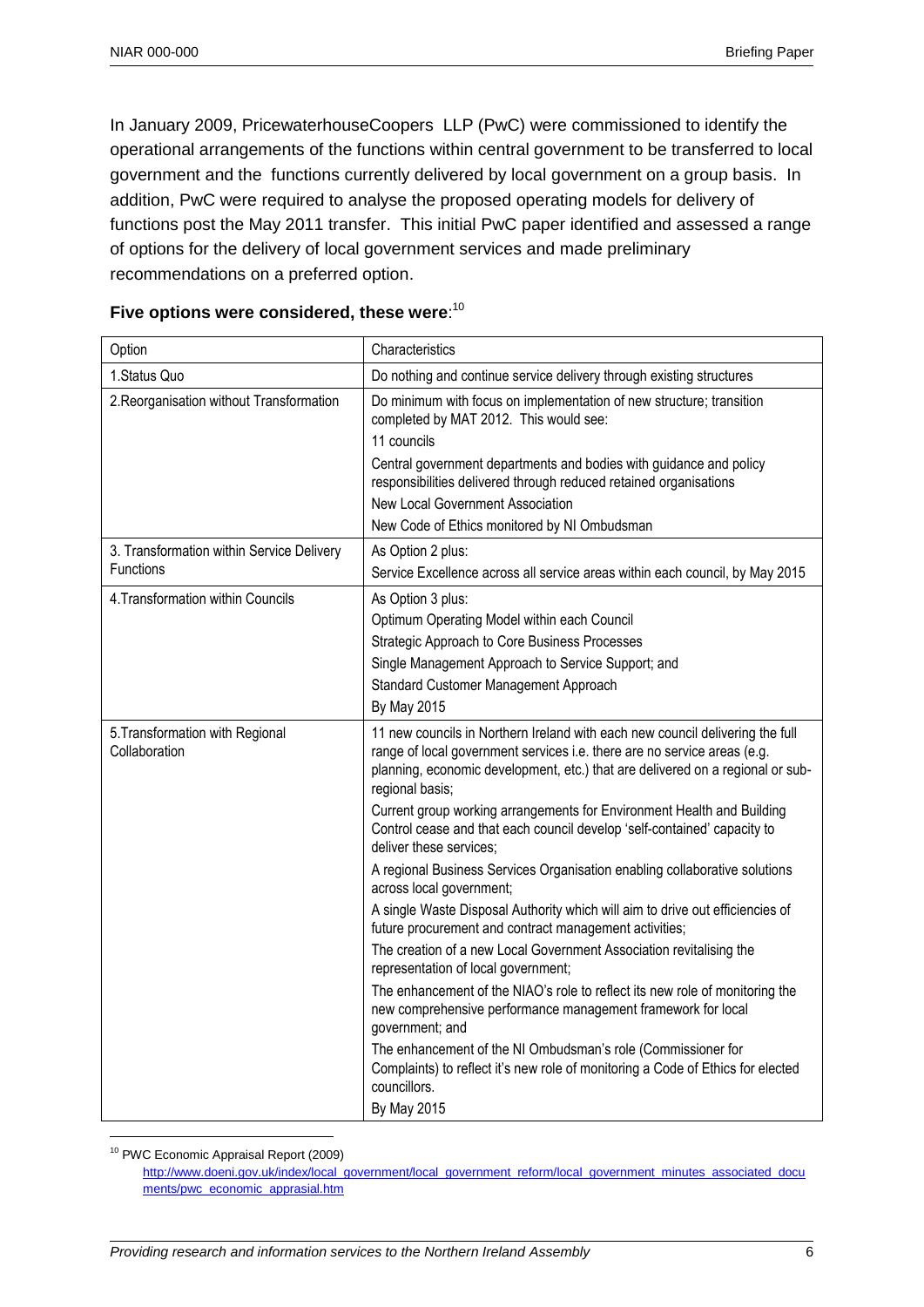In January 2009, PricewaterhouseCoopers LLP (PwC) were commissioned to identify the operational arrangements of the functions within central government to be transferred to local government and the functions currently delivered by local government on a group basis. In addition, PwC were required to analyse the proposed operating models for delivery of functions post the May 2011 transfer. This initial PwC paper identified and assessed a range of options for the delivery of local government services and made preliminary recommendations on a preferred option.

**Five options were considered, these were**:[10]

| Option | Characteristics |
|---|---|
| 1.Status Quo | Do nothing and continue service delivery through existing structures |
| 2.Reorganisation without Transformation | Do minimum with focus on implementation of new structure; transition completed by MAT 2012. This would see:<br>11 councils<br>Central government departments and bodies with guidance and policy responsibilities delivered through reduced retained organisations<br>New Local Government Association<br>New Code of Ethics monitored by NI Ombudsman |
| 3. Transformation within Service Delivery Functions | As Option 2 plus:<br>Service Excellence across all service areas within each council, by May 2015 |
| 4.Transformation within Councils | As Option 3 plus:<br>Optimum Operating Model within each Council<br>Strategic Approach to Core Business Processes<br>Single Management Approach to Service Support; and<br>Standard Customer Management Approach<br>By May 2015 |
| 5.Transformation with Regional Collaboration | 11 new councils in Northern Ireland with each new council delivering the full range of local government services i.e. there are no service areas (e.g. planning, economic development, etc.) that are delivered on a regional or sub-regional basis;<br>Current group working arrangements for Environment Health and Building Control cease and that each council develop 'self-contained' capacity to deliver these services;<br>A regional Business Services Organisation enabling collaborative solutions across local government;<br>A single Waste Disposal Authority which will aim to drive out efficiencies of future procurement and contract management activities;<br>The creation of a new Local Government Association revitalising the representation of local government;<br>The enhancement of the NIAO's role to reflect its new role of monitoring the new comprehensive performance management framework for local government; and<br>The enhancement of the NI Ombudsman's role (Commissioner for Complaints) to reflect it's new role of monitoring a Code of Ethics for elected councillors.<br>By May 2015 |

[10] PWC Economic Appraisal Report (2009) http://www.doeni.gov.uk/index/local_government/local_government_reform/local_government_minutes_associated_documents/pwc_economic_apprasial.htm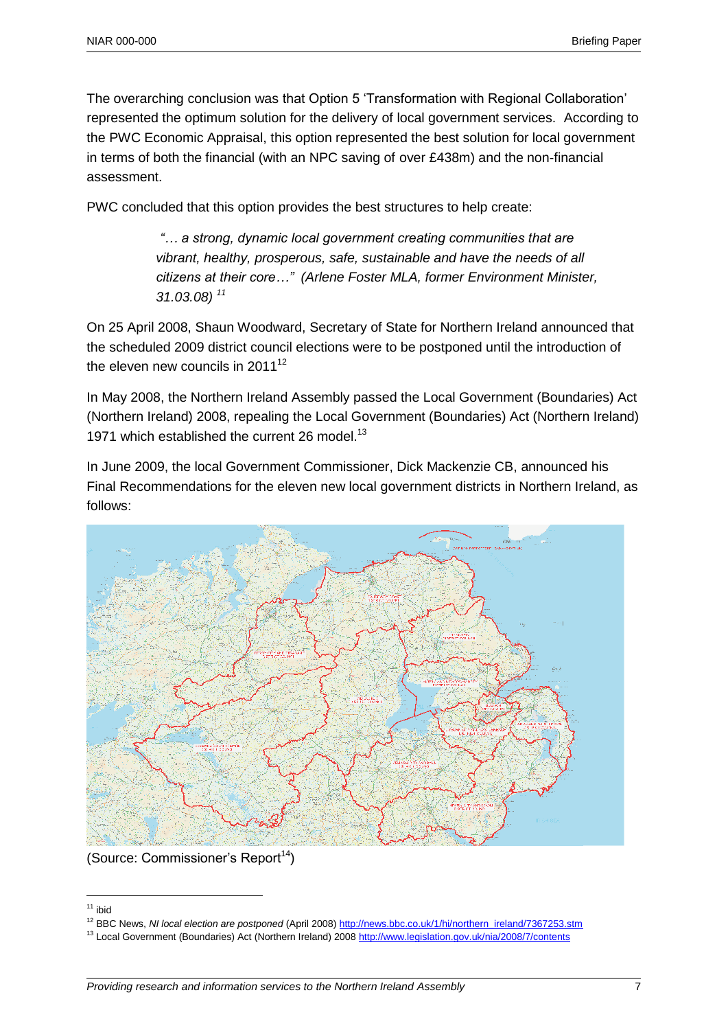The overarching conclusion was that Option 5 'Transformation with Regional Collaboration' represented the optimum solution for the delivery of local government services. According to the PWC Economic Appraisal, this option represented the best solution for local government in terms of both the financial (with an NPC saving of over £438m) and the non-financial assessment.

PWC concluded that this option provides the best structures to help create:

> *"… a strong, dynamic local government creating communities that are vibrant, healthy, prosperous, safe, sustainable and have the needs of all citizens at their core…" (Arlene Foster MLA, former Environment Minister, 31.03.08)* [11]

On 25 April 2008, Shaun Woodward, Secretary of State for Northern Ireland announced that the scheduled 2009 district council elections were to be postponed until the introduction of the eleven new councils in 2011[12]

In May 2008, the Northern Ireland Assembly passed the Local Government (Boundaries) Act (Northern Ireland) 2008, repealing the Local Government (Boundaries) Act (Northern Ireland) 1971 which established the current 26 model.[13]

In June 2009, the local Government Commissioner, Dick Mackenzie CB, announced his Final Recommendations for the eleven new local government districts in Northern Ireland, as follows:

(Source: Commissioner's Report[14])

---

[11] ibid

[12] BBC News, *NI local election are postponed* (April 2008) http://news.bbc.co.uk/1/hi/northern_ireland/7367253.stm

[13] Local Government (Boundaries) Act (Northern Ireland) 2008 http://www.legislation.gov.uk/nia/2008/7/contents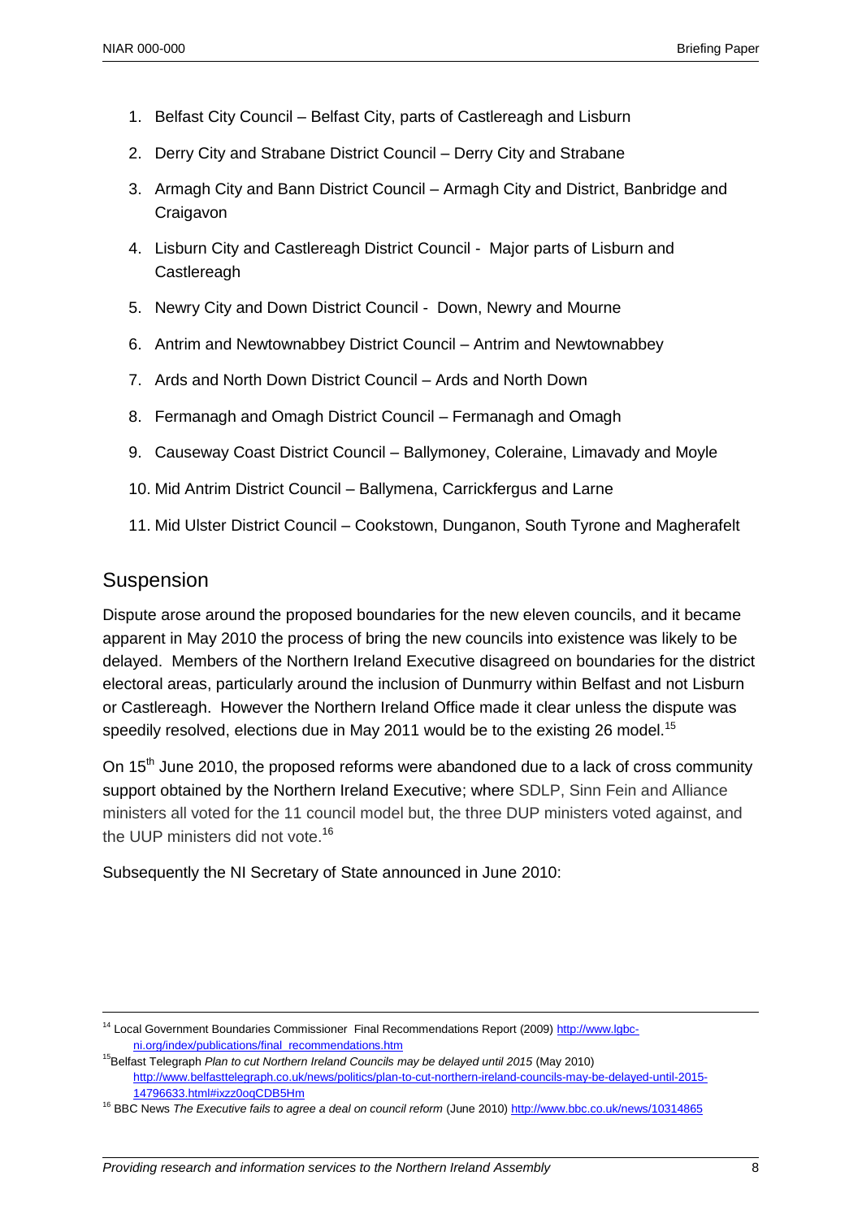1. Belfast City Council – Belfast City, parts of Castlereagh and Lisburn
2. Derry City and Strabane District Council – Derry City and Strabane
3. Armagh City and Bann District Council – Armagh City and District, Banbridge and Craigavon
4. Lisburn City and Castlereagh District Council - Major parts of Lisburn and Castlereagh
5. Newry City and Down District Council - Down, Newry and Mourne
6. Antrim and Newtownabbey District Council – Antrim and Newtownabbey
7. Ards and North Down District Council – Ards and North Down
8. Fermanagh and Omagh District Council – Fermanagh and Omagh
9. Causeway Coast District Council – Ballymoney, Coleraine, Limavady and Moyle
10. Mid Antrim District Council – Ballymena, Carrickfergus and Larne
11. Mid Ulster District Council – Cookstown, Dunganon, South Tyrone and Magherafelt

## Suspension

Dispute arose around the proposed boundaries for the new eleven councils, and it became apparent in May 2010 the process of bring the new councils into existence was likely to be delayed. Members of the Northern Ireland Executive disagreed on boundaries for the district electoral areas, particularly around the inclusion of Dunmurry within Belfast and not Lisburn or Castlereagh. However the Northern Ireland Office made it clear unless the dispute was speedily resolved, elections due in May 2011 would be to the existing 26 model.[15]

On 15th June 2010, the proposed reforms were abandoned due to a lack of cross community support obtained by the Northern Ireland Executive; where SDLP, Sinn Fein and Alliance ministers all voted for the 11 council model but, the three DUP ministers voted against, and the UUP ministers did not vote.[16]

Subsequently the NI Secretary of State announced in June 2010:

---

[14] Local Government Boundaries Commissioner Final Recommendations Report (2009) http://www.lgbc-ni.org/index/publications/final_recommendations.htm

[15] Belfast Telegraph *Plan to cut Northern Ireland Councils may be delayed until 2015* (May 2010) http://www.belfasttelegraph.co.uk/news/politics/plan-to-cut-northern-ireland-councils-may-be-delayed-until-2015-14796633.html#ixzz0oqCDB5Hm

[16] BBC News *The Executive fails to agree a deal on council reform* (June 2010) http://www.bbc.co.uk/news/10314865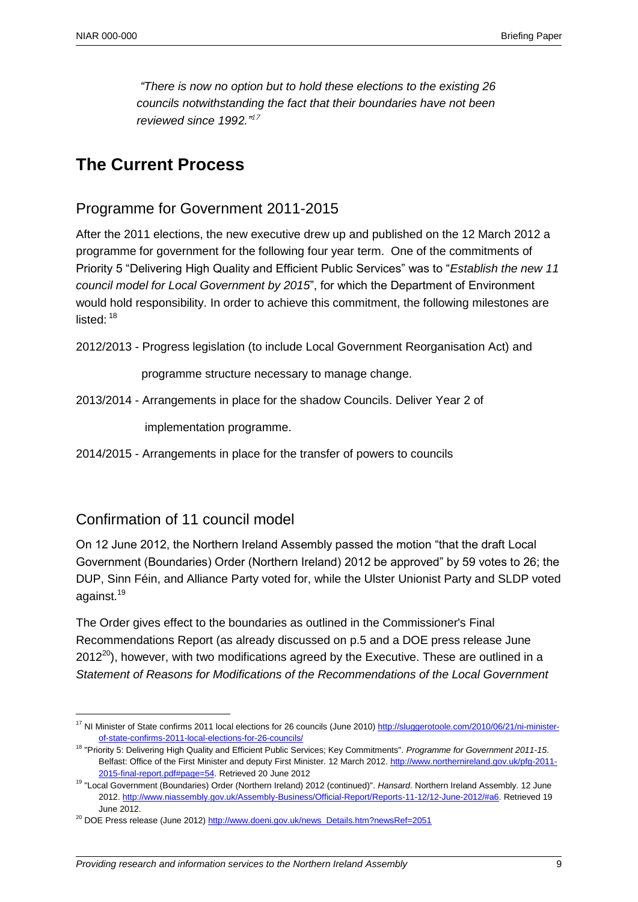> *"There is now no option but to hold these elections to the existing 26 councils notwithstanding the fact that their boundaries have not been reviewed since 1992."*[17]

# The Current Process

## Programme for Government 2011-2015

After the 2011 elections, the new executive drew up and published on the 12 March 2012 a programme for government for the following four year term. One of the commitments of Priority 5 "Delivering High Quality and Efficient Public Services" was to "*Establish the new 11 council model for Local Government by 2015*", for which the Department of Environment would hold responsibility. In order to achieve this commitment, the following milestones are listed: [18]

2012/2013 - Progress legislation (to include Local Government Reorganisation Act) and programme structure necessary to manage change.

2013/2014 - Arrangements in place for the shadow Councils. Deliver Year 2 of implementation programme.

2014/2015 - Arrangements in place for the transfer of powers to councils

## Confirmation of 11 council model

On 12 June 2012, the Northern Ireland Assembly passed the motion "that the draft Local Government (Boundaries) Order (Northern Ireland) 2012 be approved" by 59 votes to 26; the DUP, Sinn Féin, and Alliance Party voted for, while the Ulster Unionist Party and SLDP voted against.[19]

The Order gives effect to the boundaries as outlined in the Commissioner's Final Recommendations Report (as already discussed on p.5 and a DOE press release June 2012[20]), however, with two modifications agreed by the Executive. These are outlined in a *Statement of Reasons for Modifications of the Recommendations of the Local Government*

---

[17] NI Minister of State confirms 2011 local elections for 26 councils (June 2010) http://sluggerotoole.com/2010/06/21/ni-minister-of-state-confirms-2011-local-elections-for-26-councils/

[18] "Priority 5: Delivering High Quality and Efficient Public Services; Key Commitments". *Programme for Government 2011-15*. Belfast: Office of the First Minister and deputy First Minister. 12 March 2012. http://www.northernireland.gov.uk/pfg-2011-2015-final-report.pdf#page=54. Retrieved 20 June 2012

[19] "Local Government (Boundaries) Order (Northern Ireland) 2012 (continued)". *Hansard*. Northern Ireland Assembly. 12 June 2012. http://www.niassembly.gov.uk/Assembly-Business/Official-Report/Reports-11-12/12-June-2012/#a6. Retrieved 19 June 2012.

[20] DOE Press release (June 2012) http://www.doeni.gov.uk/news_Details.htm?newsRef=2051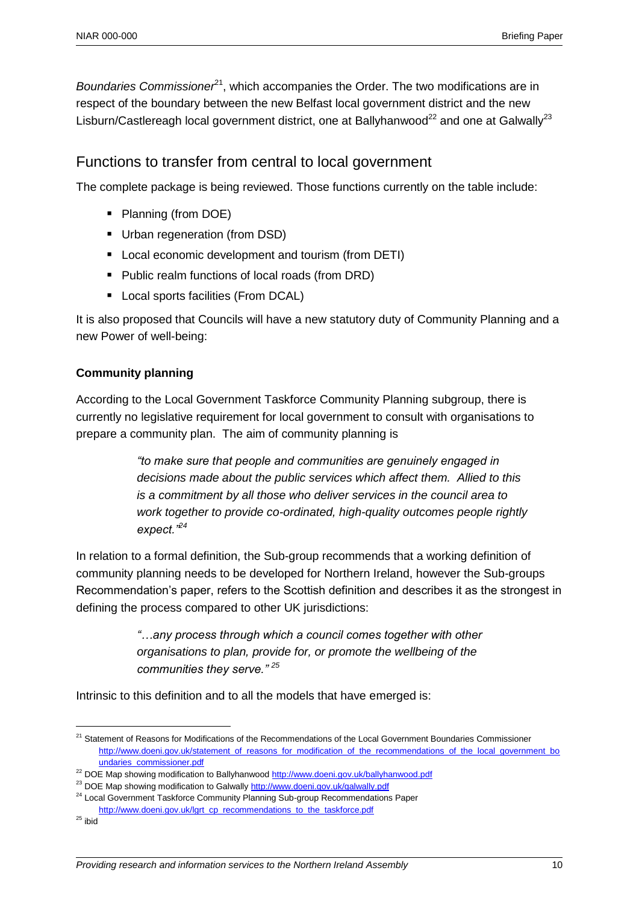*Boundaries Commissioner*[21], which accompanies the Order. The two modifications are in respect of the boundary between the new Belfast local government district and the new Lisburn/Castlereagh local government district, one at Ballyhanwood[22] and one at Galwally[23]

## Functions to transfer from central to local government

The complete package is being reviewed. Those functions currently on the table include:

- Planning (from DOE)
- Urban regeneration (from DSD)
- Local economic development and tourism (from DETI)
- Public realm functions of local roads (from DRD)
- Local sports facilities (From DCAL)

It is also proposed that Councils will have a new statutory duty of Community Planning and a new Power of well-being:

**Community planning**

According to the Local Government Taskforce Community Planning subgroup, there is currently no legislative requirement for local government to consult with organisations to prepare a community plan. The aim of community planning is

> *"to make sure that people and communities are genuinely engaged in decisions made about the public services which affect them. Allied to this is a commitment by all those who deliver services in the council area to work together to provide co-ordinated, high-quality outcomes people rightly expect."*[24]

In relation to a formal definition, the Sub-group recommends that a working definition of community planning needs to be developed for Northern Ireland, however the Sub-groups Recommendation's paper, refers to the Scottish definition and describes it as the strongest in defining the process compared to other UK jurisdictions:

> *"…any process through which a council comes together with other organisations to plan, provide for, or promote the wellbeing of the communities they serve."* [25]

Intrinsic to this definition and to all the models that have emerged is:

---

[21] Statement of Reasons for Modifications of the Recommendations of the Local Government Boundaries Commissioner http://www.doeni.gov.uk/statement_of_reasons_for_modification_of_the_recommendations_of_the_local_government_boundaries_commissioner.pdf

[22] DOE Map showing modification to Ballyhanwood http://www.doeni.gov.uk/ballyhanwood.pdf

[23] DOE Map showing modification to Galwally http://www.doeni.gov.uk/galwally.pdf

[24] Local Government Taskforce Community Planning Sub-group Recommendations Paper http://www.doeni.gov.uk/lgrt_cp_recommendations_to_the_taskforce.pdf

[25] ibid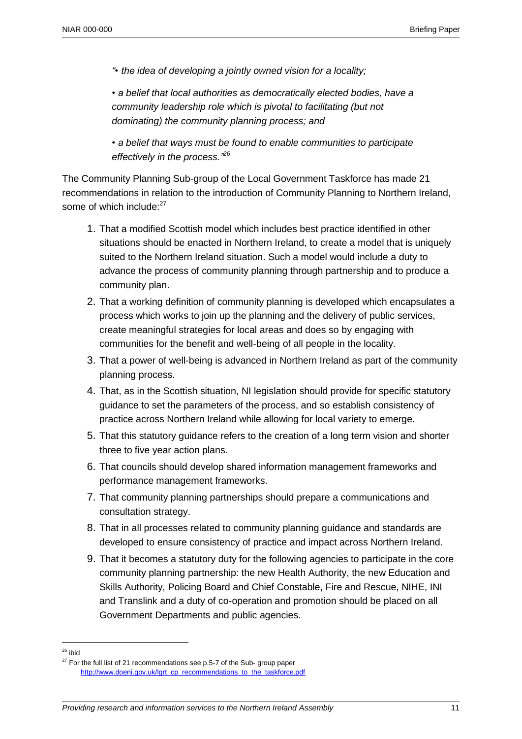*"• the idea of developing a jointly owned vision for a locality;*

*• a belief that local authorities as democratically elected bodies, have a community leadership role which is pivotal to facilitating (but not dominating) the community planning process; and*

*• a belief that ways must be found to enable communities to participate effectively in the process."*[26]

The Community Planning Sub-group of the Local Government Taskforce has made 21 recommendations in relation to the introduction of Community Planning to Northern Ireland, some of which include:[27]

1. That a modified Scottish model which includes best practice identified in other situations should be enacted in Northern Ireland, to create a model that is uniquely suited to the Northern Ireland situation. Such a model would include a duty to advance the process of community planning through partnership and to produce a community plan.
2. That a working definition of community planning is developed which encapsulates a process which works to join up the planning and the delivery of public services, create meaningful strategies for local areas and does so by engaging with communities for the benefit and well-being of all people in the locality.
3. That a power of well-being is advanced in Northern Ireland as part of the community planning process.
4. That, as in the Scottish situation, NI legislation should provide for specific statutory guidance to set the parameters of the process, and so establish consistency of practice across Northern Ireland while allowing for local variety to emerge.
5. That this statutory guidance refers to the creation of a long term vision and shorter three to five year action plans.
6. That councils should develop shared information management frameworks and performance management frameworks.
7. That community planning partnerships should prepare a communications and consultation strategy.
8. That in all processes related to community planning guidance and standards are developed to ensure consistency of practice and impact across Northern Ireland.
9. That it becomes a statutory duty for the following agencies to participate in the core community planning partnership: the new Health Authority, the new Education and Skills Authority, Policing Board and Chief Constable, Fire and Rescue, NIHE, INI and Translink and a duty of co-operation and promotion should be placed on all Government Departments and public agencies.

---

[26] ibid

[27] For the full list of 21 recommendations see p.5-7 of the Sub- group paper http://www.doeni.gov.uk/lgrt_cp_recommendations_to_the_taskforce.pdf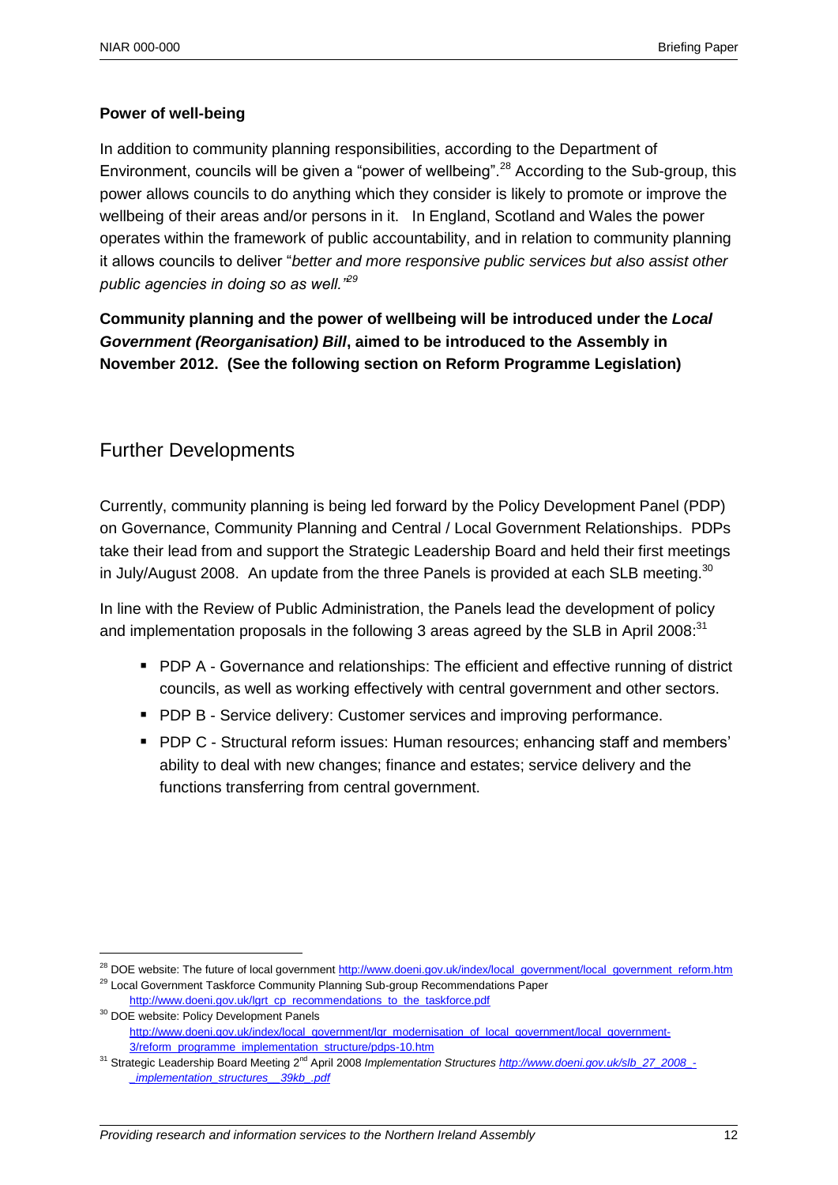**Power of well-being**

In addition to community planning responsibilities, according to the Department of Environment, councils will be given a "power of wellbeing".[28] According to the Sub-group, this power allows councils to do anything which they consider is likely to promote or improve the wellbeing of their areas and/or persons in it. In England, Scotland and Wales the power operates within the framework of public accountability, and in relation to community planning it allows councils to deliver "*better and more responsive public services but also assist other public agencies in doing so as well.*"[29]

**Community planning and the power of wellbeing will be introduced under the *Local Government (Reorganisation) Bill*, aimed to be introduced to the Assembly in November 2012. (See the following section on Reform Programme Legislation)**

## Further Developments

Currently, community planning is being led forward by the Policy Development Panel (PDP) on Governance, Community Planning and Central / Local Government Relationships. PDPs take their lead from and support the Strategic Leadership Board and held their first meetings in July/August 2008. An update from the three Panels is provided at each SLB meeting.[30]

In line with the Review of Public Administration, the Panels lead the development of policy and implementation proposals in the following 3 areas agreed by the SLB in April 2008:[31]

- PDP A - Governance and relationships: The efficient and effective running of district councils, as well as working effectively with central government and other sectors.
- PDP B - Service delivery: Customer services and improving performance.
- PDP C - Structural reform issues: Human resources; enhancing staff and members' ability to deal with new changes; finance and estates; service delivery and the functions transferring from central government.

---

[28] DOE website: The future of local government http://www.doeni.gov.uk/index/local_government/local_government_reform.htm

[29] Local Government Taskforce Community Planning Sub-group Recommendations Paper http://www.doeni.gov.uk/lgrt_cp_recommendations_to_the_taskforce.pdf

[30] DOE website: Policy Development Panels http://www.doeni.gov.uk/index/local_government/lgr_modernisation_of_local_government/local_government-3/reform_programme_implementation_structure/pdps-10.htm

[31] Strategic Leadership Board Meeting 2nd April 2008 *Implementation Structures* *http://www.doeni.gov.uk/slb_27_2008_-_implementation_structures__39kb_.pdf*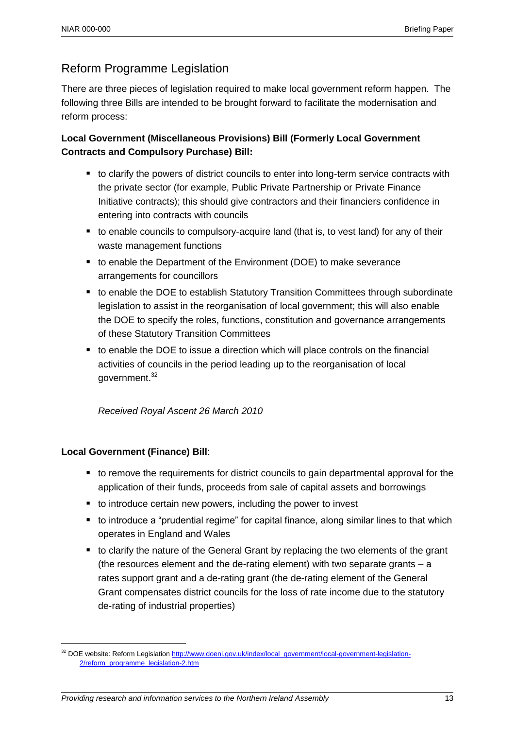## Reform Programme Legislation

There are three pieces of legislation required to make local government reform happen. The following three Bills are intended to be brought forward to facilitate the modernisation and reform process:

**Local Government (Miscellaneous Provisions) Bill (Formerly Local Government Contracts and Compulsory Purchase) Bill:**

- to clarify the powers of district councils to enter into long-term service contracts with the private sector (for example, Public Private Partnership or Private Finance Initiative contracts); this should give contractors and their financiers confidence in entering into contracts with councils
- to enable councils to compulsory-acquire land (that is, to vest land) for any of their waste management functions
- to enable the Department of the Environment (DOE) to make severance arrangements for councillors
- to enable the DOE to establish Statutory Transition Committees through subordinate legislation to assist in the reorganisation of local government; this will also enable the DOE to specify the roles, functions, constitution and governance arrangements of these Statutory Transition Committees
- to enable the DOE to issue a direction which will place controls on the financial activities of councils in the period leading up to the reorganisation of local government.[32]

*Received Royal Ascent 26 March 2010*

**Local Government (Finance) Bill**:

- to remove the requirements for district councils to gain departmental approval for the application of their funds, proceeds from sale of capital assets and borrowings
- to introduce certain new powers, including the power to invest
- to introduce a "prudential regime" for capital finance, along similar lines to that which operates in England and Wales
- to clarify the nature of the General Grant by replacing the two elements of the grant (the resources element and the de-rating element) with two separate grants – a rates support grant and a de-rating grant (the de-rating element of the General Grant compensates district councils for the loss of rate income due to the statutory de-rating of industrial properties)

---

[32] DOE website: Reform Legislation http://www.doeni.gov.uk/index/local_government/local-government-legislation-2/reform_programme_legislation-2.htm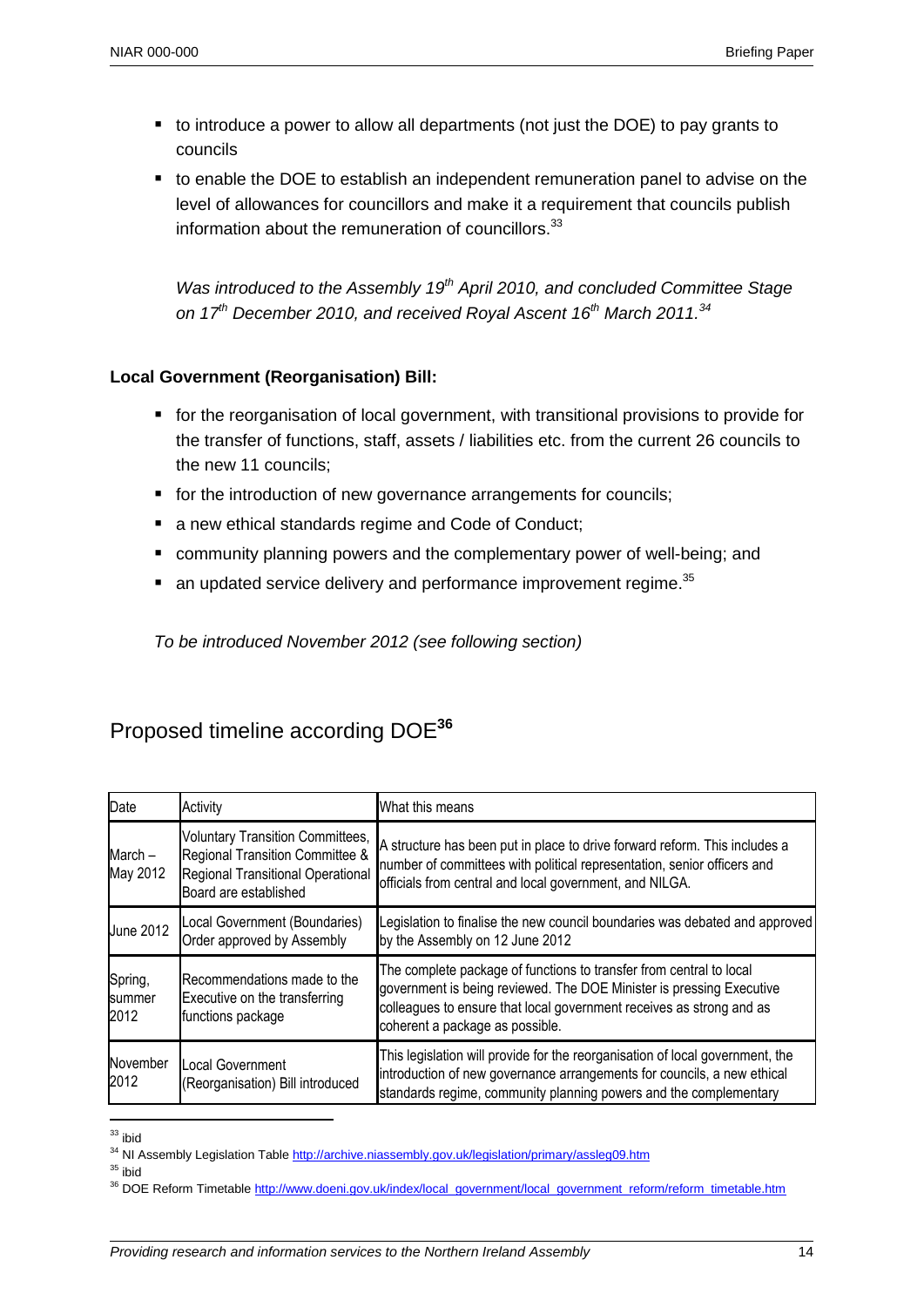- to introduce a power to allow all departments (not just the DOE) to pay grants to councils
- to enable the DOE to establish an independent remuneration panel to advise on the level of allowances for councillors and make it a requirement that councils publish information about the remuneration of councillors.[33]

*Was introduced to the Assembly 19th April 2010, and concluded Committee Stage on 17th December 2010, and received Royal Ascent 16th March 2011.[34]*

**Local Government (Reorganisation) Bill:**

- for the reorganisation of local government, with transitional provisions to provide for the transfer of functions, staff, assets / liabilities etc. from the current 26 councils to the new 11 councils;
- for the introduction of new governance arrangements for councils;
- a new ethical standards regime and Code of Conduct;
- community planning powers and the complementary power of well-being; and
- an updated service delivery and performance improvement regime.[35]

*To be introduced November 2012 (see following section)*

## Proposed timeline according DOE[36]

| Date | Activity | What this means |
|---|---|---|
| March – May 2012 | Voluntary Transition Committees, Regional Transition Committee & Regional Transitional Operational Board are established | A structure has been put in place to drive forward reform. This includes a number of committees with political representation, senior officers and officials from central and local government, and NILGA. |
| June 2012 | Local Government (Boundaries) Order approved by Assembly | Legislation to finalise the new council boundaries was debated and approved by the Assembly on 12 June 2012 |
| Spring, summer 2012 | Recommendations made to the Executive on the transferring functions package | The complete package of functions to transfer from central to local government is being reviewed. The DOE Minister is pressing Executive colleagues to ensure that local government receives as strong and as coherent a package as possible. |
| November 2012 | Local Government (Reorganisation) Bill introduced | This legislation will provide for the reorganisation of local government, the introduction of new governance arrangements for councils, a new ethical standards regime, community planning powers and the complementary |

[33] ibid

[34] NI Assembly Legislation Table http://archive.niassembly.gov.uk/legislation/primary/assleg09.htm

[35] ibid

[36] DOE Reform Timetable http://www.doeni.gov.uk/index/local_government/local_government_reform/reform_timetable.htm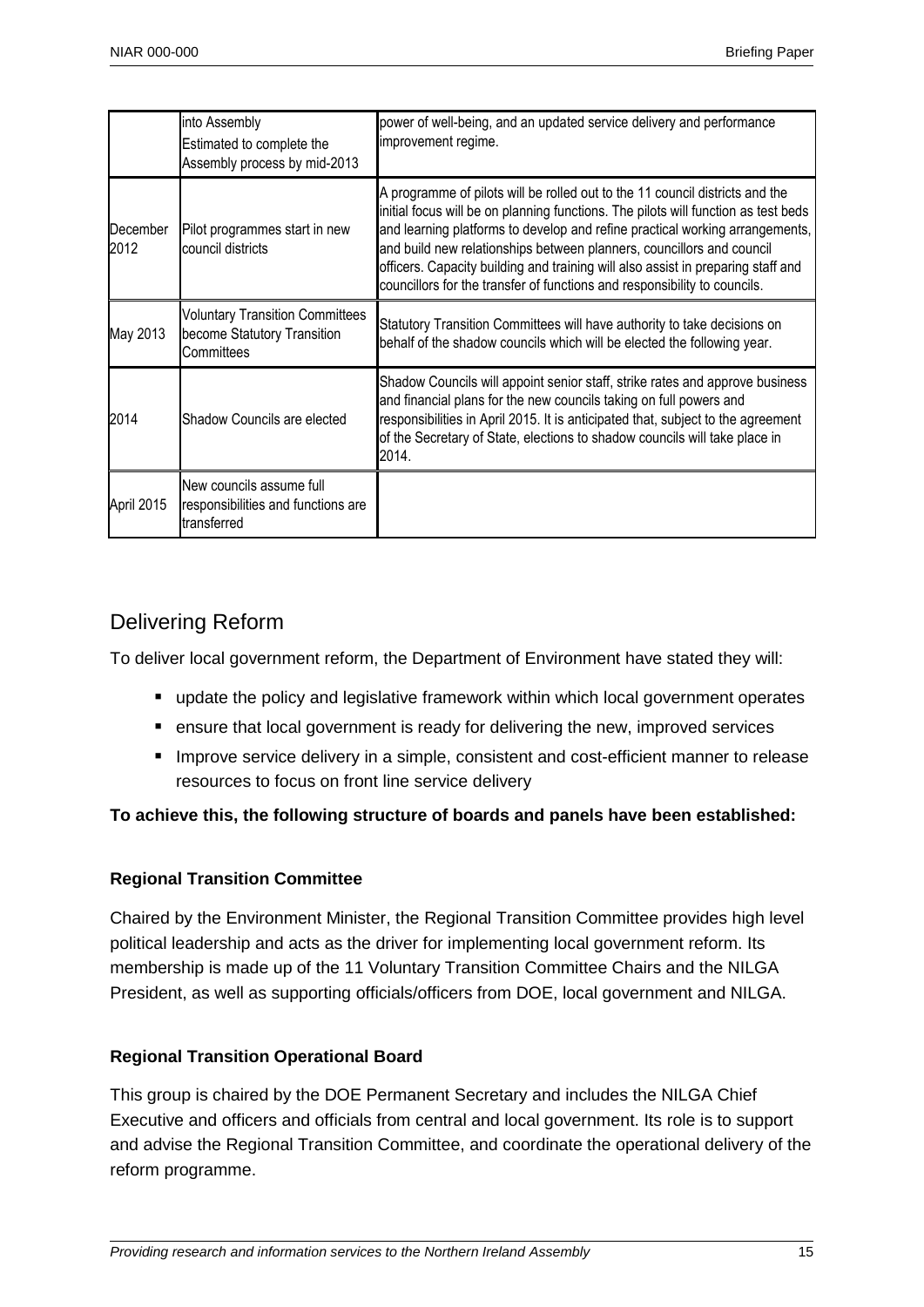| | | |
|---|---|---|
| | into Assembly<br>Estimated to complete the Assembly process by mid-2013 | power of well-being, and an updated service delivery and performance improvement regime. |
| December 2012 | Pilot programmes start in new council districts | A programme of pilots will be rolled out to the 11 council districts and the initial focus will be on planning functions. The pilots will function as test beds and learning platforms to develop and refine practical working arrangements, and build new relationships between planners, councillors and council officers. Capacity building and training will also assist in preparing staff and councillors for the transfer of functions and responsibility to councils. |
| May 2013 | Voluntary Transition Committees become Statutory Transition Committees | Statutory Transition Committees will have authority to take decisions on behalf of the shadow councils which will be elected the following year. |
| 2014 | Shadow Councils are elected | Shadow Councils will appoint senior staff, strike rates and approve business and financial plans for the new councils taking on full powers and responsibilities in April 2015. It is anticipated that, subject to the agreement of the Secretary of State, elections to shadow councils will take place in 2014. |
| April 2015 | New councils assume full responsibilities and functions are transferred | |

## Delivering Reform

To deliver local government reform, the Department of Environment have stated they will:

- update the policy and legislative framework within which local government operates
- ensure that local government is ready for delivering the new, improved services
- Improve service delivery in a simple, consistent and cost-efficient manner to release resources to focus on front line service delivery

**To achieve this, the following structure of boards and panels have been established:**

**Regional Transition Committee**

Chaired by the Environment Minister, the Regional Transition Committee provides high level political leadership and acts as the driver for implementing local government reform. Its membership is made up of the 11 Voluntary Transition Committee Chairs and the NILGA President, as well as supporting officials/officers from DOE, local government and NILGA.

**Regional Transition Operational Board**

This group is chaired by the DOE Permanent Secretary and includes the NILGA Chief Executive and officers and officials from central and local government. Its role is to support and advise the Regional Transition Committee, and coordinate the operational delivery of the reform programme.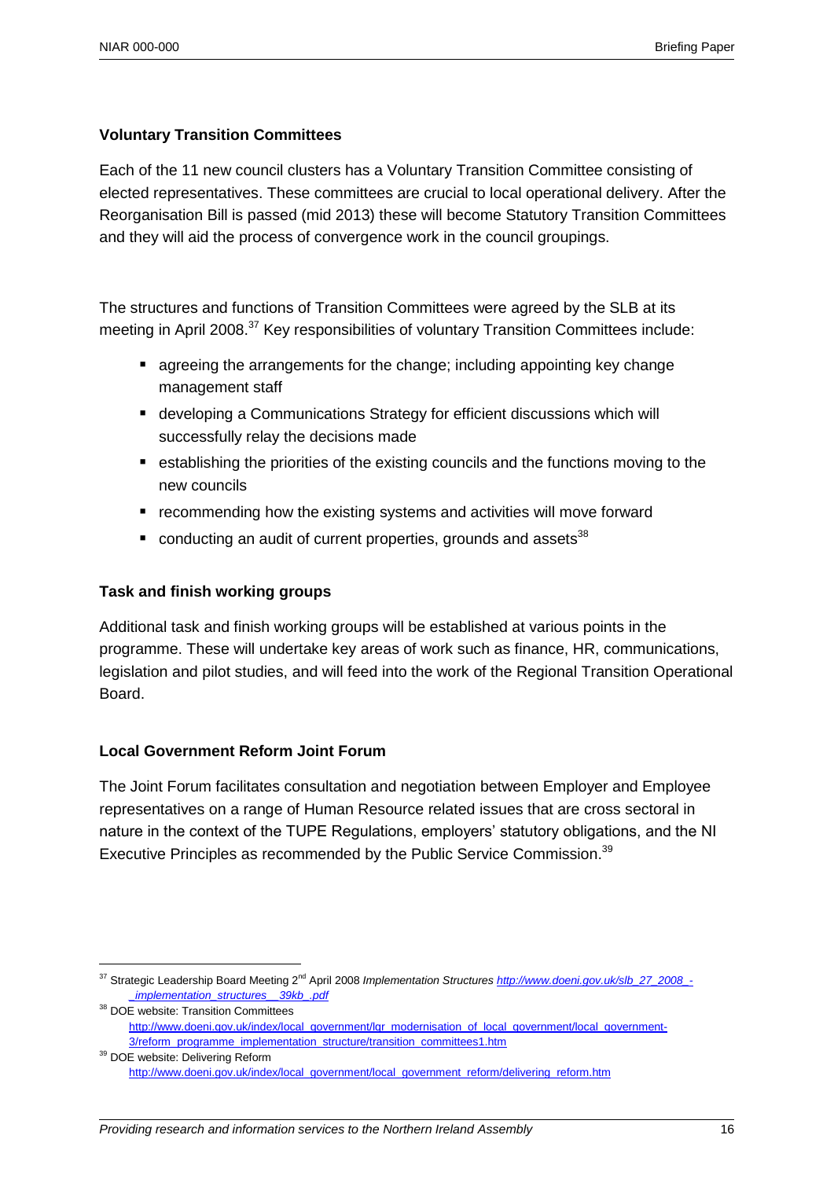### Voluntary Transition Committees

Each of the 11 new council clusters has a Voluntary Transition Committee consisting of elected representatives. These committees are crucial to local operational delivery. After the Reorganisation Bill is passed (mid 2013) these will become Statutory Transition Committees and they will aid the process of convergence work in the council groupings.

The structures and functions of Transition Committees were agreed by the SLB at its meeting in April 2008.[37] Key responsibilities of voluntary Transition Committees include:

- agreeing the arrangements for the change; including appointing key change management staff
- developing a Communications Strategy for efficient discussions which will successfully relay the decisions made
- establishing the priorities of the existing councils and the functions moving to the new councils
- recommending how the existing systems and activities will move forward
- conducting an audit of current properties, grounds and assets[38]

### Task and finish working groups

Additional task and finish working groups will be established at various points in the programme. These will undertake key areas of work such as finance, HR, communications, legislation and pilot studies, and will feed into the work of the Regional Transition Operational Board.

### Local Government Reform Joint Forum

The Joint Forum facilitates consultation and negotiation between Employer and Employee representatives on a range of Human Resource related issues that are cross sectoral in nature in the context of the TUPE Regulations, employers' statutory obligations, and the NI Executive Principles as recommended by the Public Service Commission.[39]

---

[37] Strategic Leadership Board Meeting 2[nd] April 2008 *Implementation Structures* http://www.doeni.gov.uk/slb_27_2008_-_implementation_structures__39kb_.pdf

[38] DOE website: Transition Committees http://www.doeni.gov.uk/index/local_government/lgr_modernisation_of_local_government/local_government-3/reform_programme_implementation_structure/transition_committees1.htm

[39] DOE website: Delivering Reform http://www.doeni.gov.uk/index/local_government/local_government_reform/delivering_reform.htm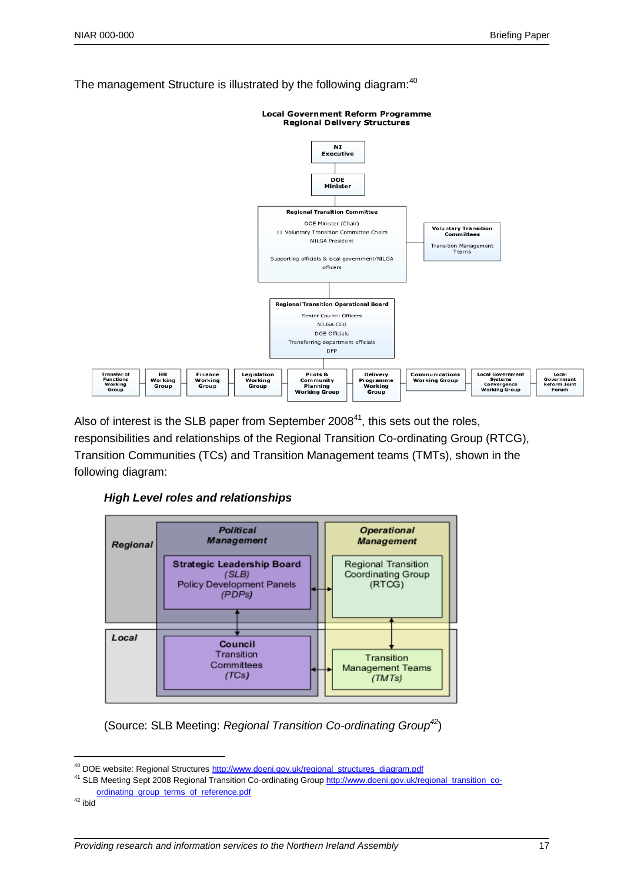The management Structure is illustrated by the following diagram:[40]

**Local Government Reform Programme**
**Regional Delivery Structures**

- NI Executive
  - DOE Minister
    - Regional Transition Committee
      - DOE Minister (Chair)
      - 11 Voluntary Transition Committee Chairs
      - NILGA President
      - Supporting officials & local government/NILGA officers
      - Voluntary Transition Committees
        - Transition Management Teams
      - Regional Transition Operational Board
        - Senior Council Officers
        - NILGA CEO
        - DOE Officials
        - Transferring department officials
        - DFP
        - Transfer of Functions Working Group
        - HR Working Group
        - Finance Working Group
        - Legislation Working Group
        - Pilots & Community Planning Working Group
        - Delivery Programme Working Group
        - Communications Working Group
        - Local Government Systems Convergence Working Group
        - Local Government Reform Joint Forum

Also of interest is the SLB paper from September 2008[41], this sets out the roles, responsibilities and relationships of the Regional Transition Co-ordinating Group (RTCG), Transition Communities (TCs) and Transition Management teams (TMTs), shown in the following diagram:

***High Level roles and relationships***

| | Political Management | | Operational Management |
|---|---|---|---|
| **Regional** | **Strategic Leadership Board** *(SLB)* Policy Development Panels *(PDPs)* | ↔ | Regional Transition Coordinating Group (RTCG) |
| | ↕ | | ↕ |
| **Local** | **Council** Transition Committees *(TCs)* | ↔ | Transition Management Teams *(TMTs)* |

(Source: SLB Meeting: *Regional Transition Co-ordinating Group*[42])

---

[40] DOE website: Regional Structures http://www.doeni.gov.uk/regional_structures_diagram.pdf

[41] SLB Meeting Sept 2008 Regional Transition Co-ordinating Group http://www.doeni.gov.uk/regional_transition_co-ordinating_group_terms_of_reference.pdf

[42] ibid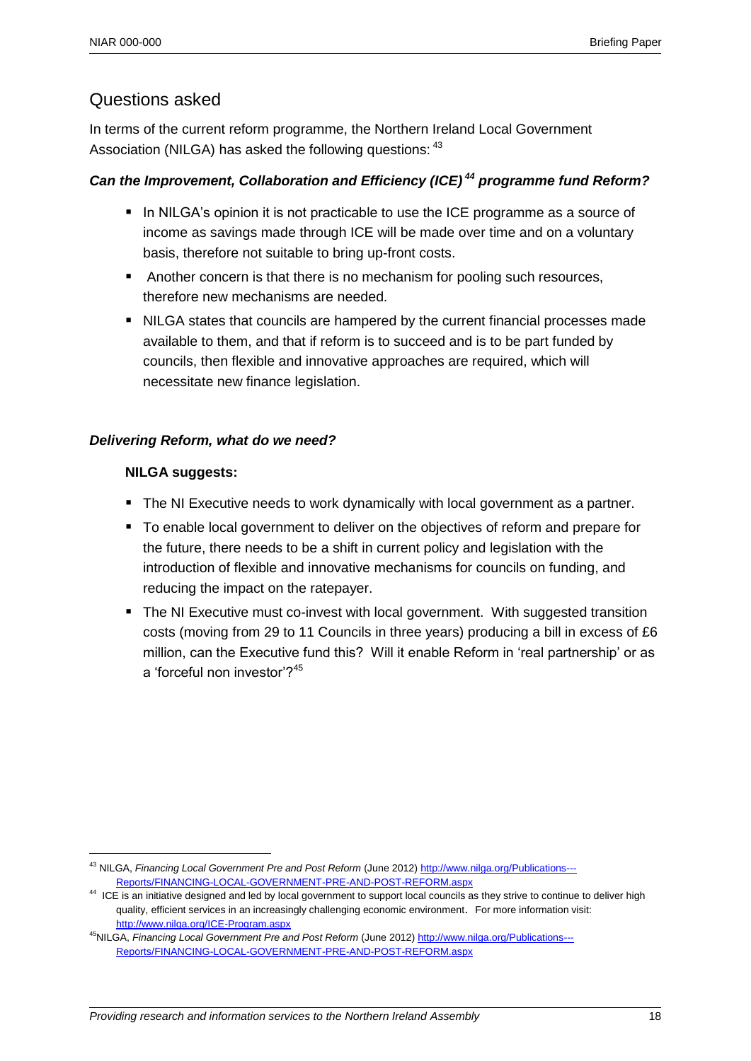## Questions asked

In terms of the current reform programme, the Northern Ireland Local Government Association (NILGA) has asked the following questions: [43]

### *Can the Improvement, Collaboration and Efficiency (ICE)[44] programme fund Reform?*

- In NILGA's opinion it is not practicable to use the ICE programme as a source of income as savings made through ICE will be made over time and on a voluntary basis, therefore not suitable to bring up-front costs.
- Another concern is that there is no mechanism for pooling such resources, therefore new mechanisms are needed.
- NILGA states that councils are hampered by the current financial processes made available to them, and that if reform is to succeed and is to be part funded by councils, then flexible and innovative approaches are required, which will necessitate new finance legislation.

### *Delivering Reform, what do we need?*

**NILGA suggests:**

- The NI Executive needs to work dynamically with local government as a partner.
- To enable local government to deliver on the objectives of reform and prepare for the future, there needs to be a shift in current policy and legislation with the introduction of flexible and innovative mechanisms for councils on funding, and reducing the impact on the ratepayer.
- The NI Executive must co-invest with local government. With suggested transition costs (moving from 29 to 11 Councils in three years) producing a bill in excess of £6 million, can the Executive fund this? Will it enable Reform in 'real partnership' or as a 'forceful non investor'?[45]

---

[43] NILGA, *Financing Local Government Pre and Post Reform* (June 2012) http://www.nilga.org/Publications---Reports/FINANCING-LOCAL-GOVERNMENT-PRE-AND-POST-REFORM.aspx

[44] ICE is an initiative designed and led by local government to support local councils as they strive to continue to deliver high quality, efficient services in an increasingly challenging economic environment. For more information visit: http://www.nilga.org/ICE-Program.aspx

[45] NILGA, *Financing Local Government Pre and Post Reform* (June 2012) http://www.nilga.org/Publications---Reports/FINANCING-LOCAL-GOVERNMENT-PRE-AND-POST-REFORM.aspx